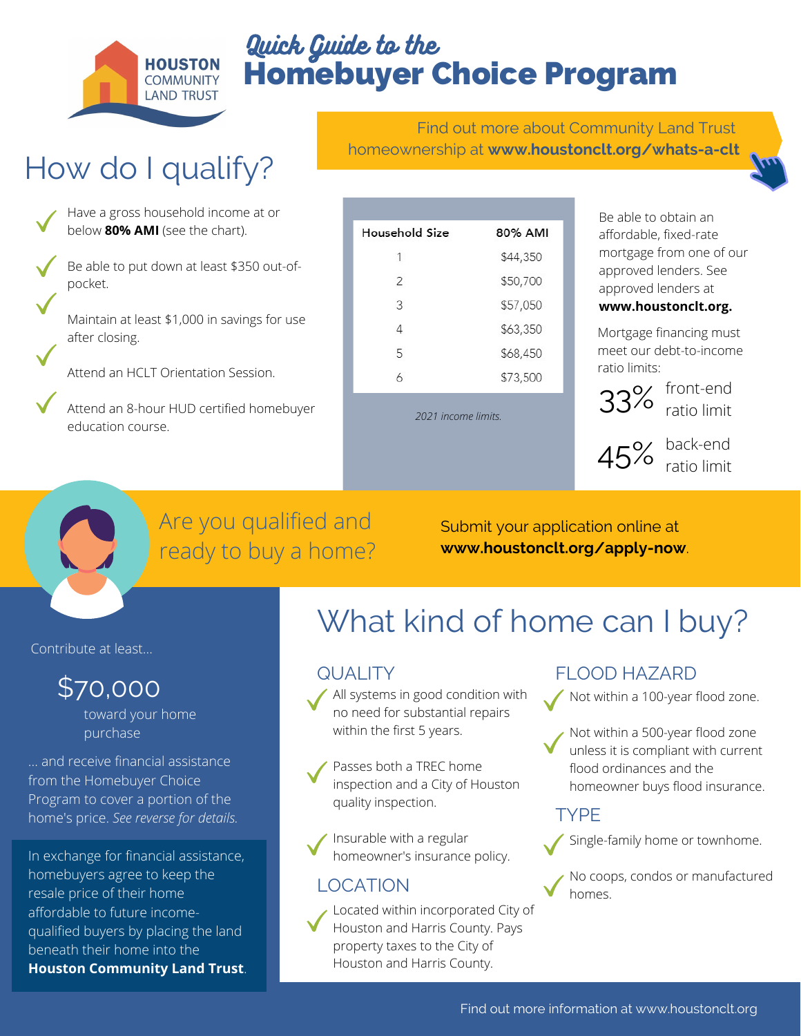HOUSTON COMMUNITY LAND TRUST

# *Quick Guide to the* Homebuyer Choice Program

Find out more about Community Land Trust homeownership at **www.houstonclt.org/whats-a-clt**

## How do I qualify?

- Have a gross household income at or below **80% AMI** (see the chart).
- Be able to put down at least $350 out-of-pocket.
- Maintain at least $1,000 in savings for use after closing.
- Attend an HCLT Orientation Session.
- Attend an 8-hour HUD certified homebuyer education course.

| Household Size | 80% AMI |
|---|---|
| 1 | $44,350 |
| 2 | $50,700 |
| 3 | $57,050 |
| 4 | $63,350 |
| 5 | $68,450 |
| 6 | $73,500 |

*2021 income limits.*

Be able to obtain an affordable, fixed-rate mortgage from one of our approved lenders. See approved lenders at **www.houstonclt.org.**

Mortgage financing must meet our debt-to-income ratio limits:

33% front-end ratio limit

45% back-end ratio limit

Are you qualified and ready to buy a home?

Submit your application online at **www.houstonclt.org/apply-now**.

Contribute at least...

$70,000

toward your home purchase

... and receive financial assistance from the Homebuyer Choice Program to cover a portion of the home's price. *See reverse for details.*

In exchange for financial assistance, homebuyers agree to keep the resale price of their home affordable to future income-qualified buyers by placing the land beneath their home into the **Houston Community Land Trust**.

## What kind of home can I buy?

### QUALITY

- All systems in good condition with no need for substantial repairs within the first 5 years.
- Passes both a TREC home inspection and a City of Houston quality inspection.
- Insurable with a regular homeowner's insurance policy.

### LOCATION

- Located within incorporated City of Houston and Harris County. Pays property taxes to the City of Houston and Harris County.

### FLOOD HAZARD

- Not within a 100-year flood zone.
- Not within a 500-year flood zone unless it is compliant with current flood ordinances and the homeowner buys flood insurance.

### TYPE

- Single-family home or townhome.
- No coops, condos or manufactured homes.

Find out more information at www.houstonclt.org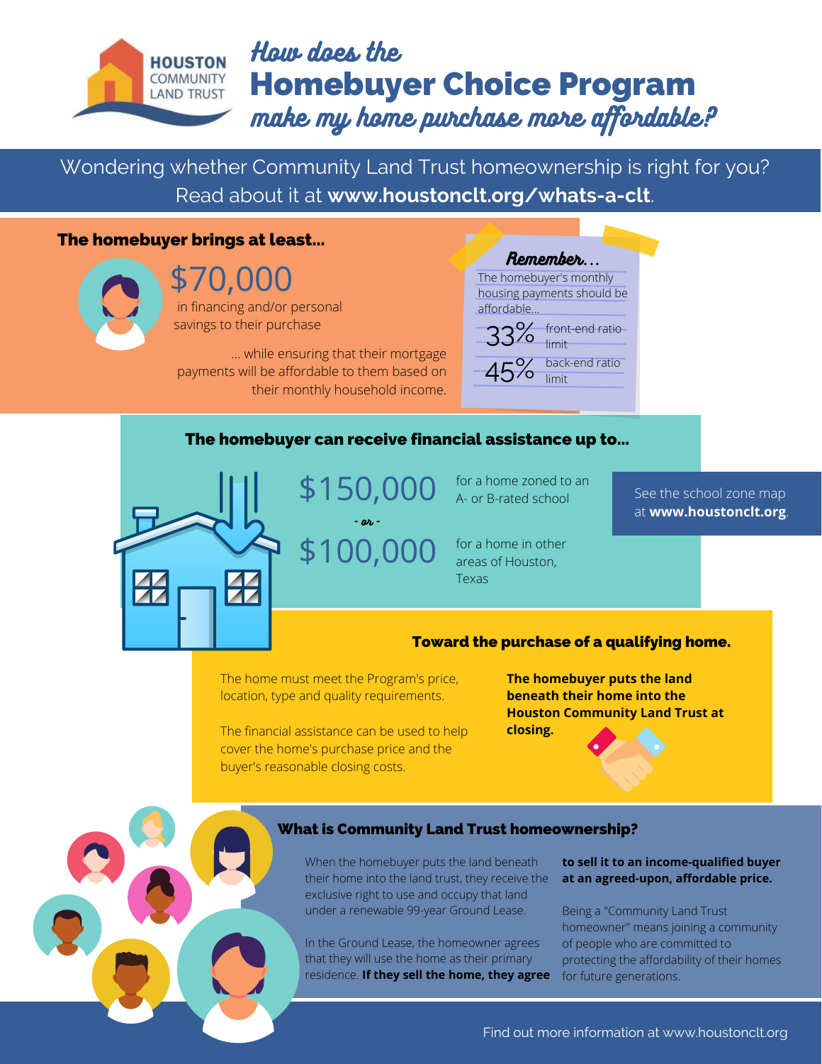# How does the Homebuyer Choice Program make my home purchase more affordable?

HOUSTON COMMUNITY LAND TRUST

Wondering whether Community Land Trust homeownership is right for you? Read about it at **www.houstonclt.org/whats-a-clt**.

## The homebuyer brings at least...

$70,000 in financing and/or personal savings to their purchase

... while ensuring that their mortgage payments will be affordable to them based on their monthly household income.

*Remember...*

The homebuyer's monthly housing payments should be affordable...

- 33% front-end ratio limit
- 45% back-end ratio limit

## The homebuyer can receive financial assistance up to...

$150,000 for a home zoned to an A- or B-rated school

- or -

$100,000 for a home in other areas of Houston, Texas

See the school zone map at **www.houstonclt.org**.

## Toward the purchase of a qualifying home.

The home must meet the Program's price, location, type and quality requirements.

The financial assistance can be used to help cover the home's purchase price and the buyer's reasonable closing costs.

**The homebuyer puts the land beneath their home into the Houston Community Land Trust at closing.**

## What is Community Land Trust homeownership?

When the homebuyer puts the land beneath their home into the land trust, they receive the exclusive right to use and occupy that land under a renewable 99-year Ground Lease.

In the Ground Lease, the homeowner agrees that they will use the home as their primary residence. **If they sell the home, they agree to sell it to an income-qualified buyer at an agreed-upon, affordable price.**

Being a "Community Land Trust homeowner" means joining a community of people who are committed to protecting the affordability of their homes for future generations.

Find out more information at www.houstonclt.org